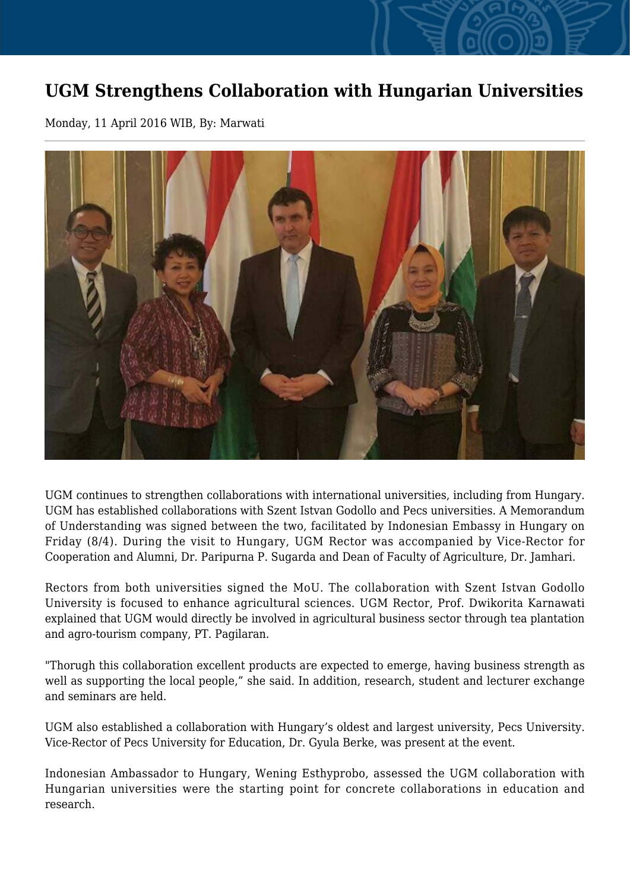# UGM Strengthens Collaboration with Hungarian Universities

Monday, 11 April 2016 WIB, By: Marwati

UGM continues to strengthen collaborations with international universities, including from Hungary. UGM has established collaborations with Szent Istvan Godollo and Pecs universities. A Memorandum of Understanding was signed between the two, facilitated by Indonesian Embassy in Hungary on Friday (8/4). During the visit to Hungary, UGM Rector was accompanied by Vice-Rector for Cooperation and Alumni, Dr. Paripurna P. Sugarda and Dean of Faculty of Agriculture, Dr. Jamhari.

Rectors from both universities signed the MoU. The collaboration with Szent Istvan Godollo University is focused to enhance agricultural sciences. UGM Rector, Prof. Dwikorita Karnawati explained that UGM would directly be involved in agricultural business sector through tea plantation and agro-tourism company, PT. Pagilaran.

"Thorugh this collaboration excellent products are expected to emerge, having business strength as well as supporting the local people," she said. In addition, research, student and lecturer exchange and seminars are held.

UGM also established a collaboration with Hungary's oldest and largest university, Pecs University. Vice-Rector of Pecs University for Education, Dr. Gyula Berke, was present at the event.

Indonesian Ambassador to Hungary, Wening Esthyprobo, assessed the UGM collaboration with Hungarian universities were the starting point for concrete collaborations in education and research.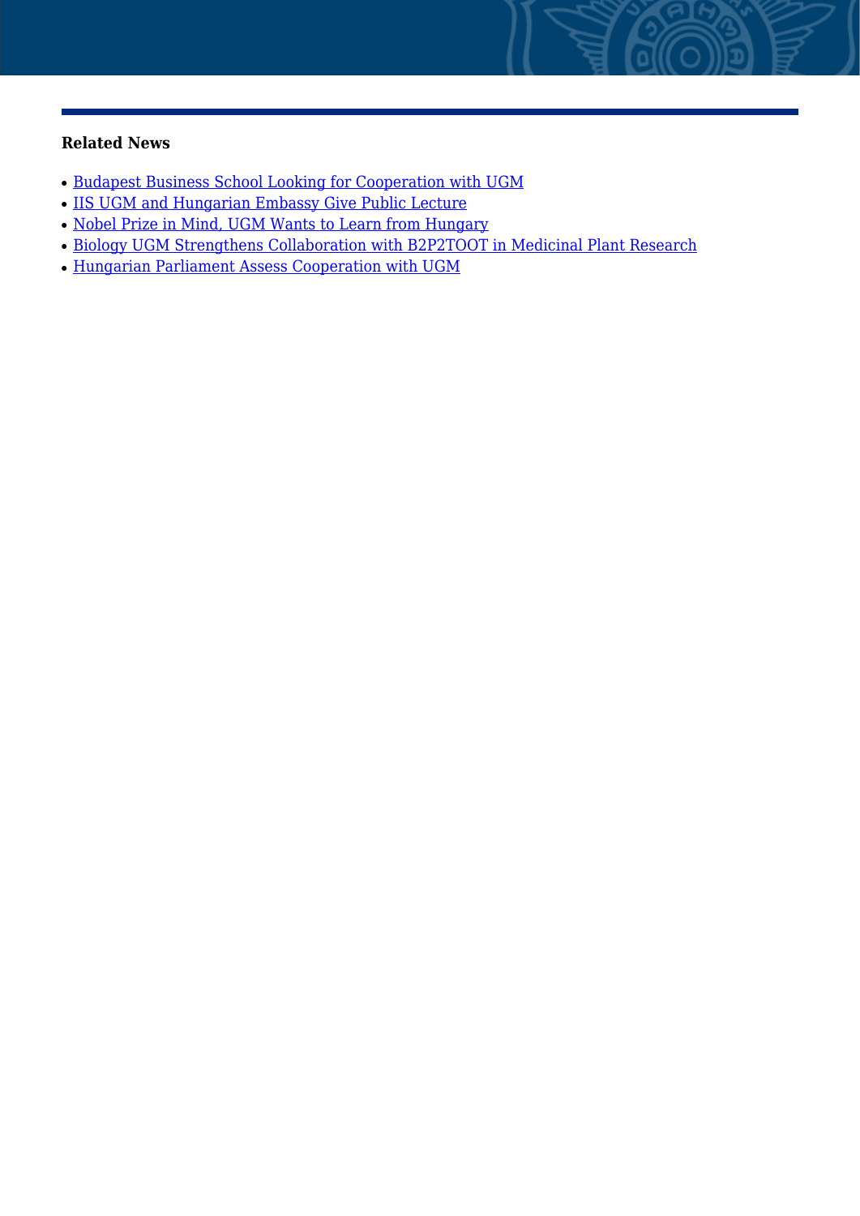### Related News

- Budapest Business School Looking for Cooperation with UGM
- IIS UGM and Hungarian Embassy Give Public Lecture
- Nobel Prize in Mind, UGM Wants to Learn from Hungary
- Biology UGM Strengthens Collaboration with B2P2TOOT in Medicinal Plant Research
- Hungarian Parliament Assess Cooperation with UGM